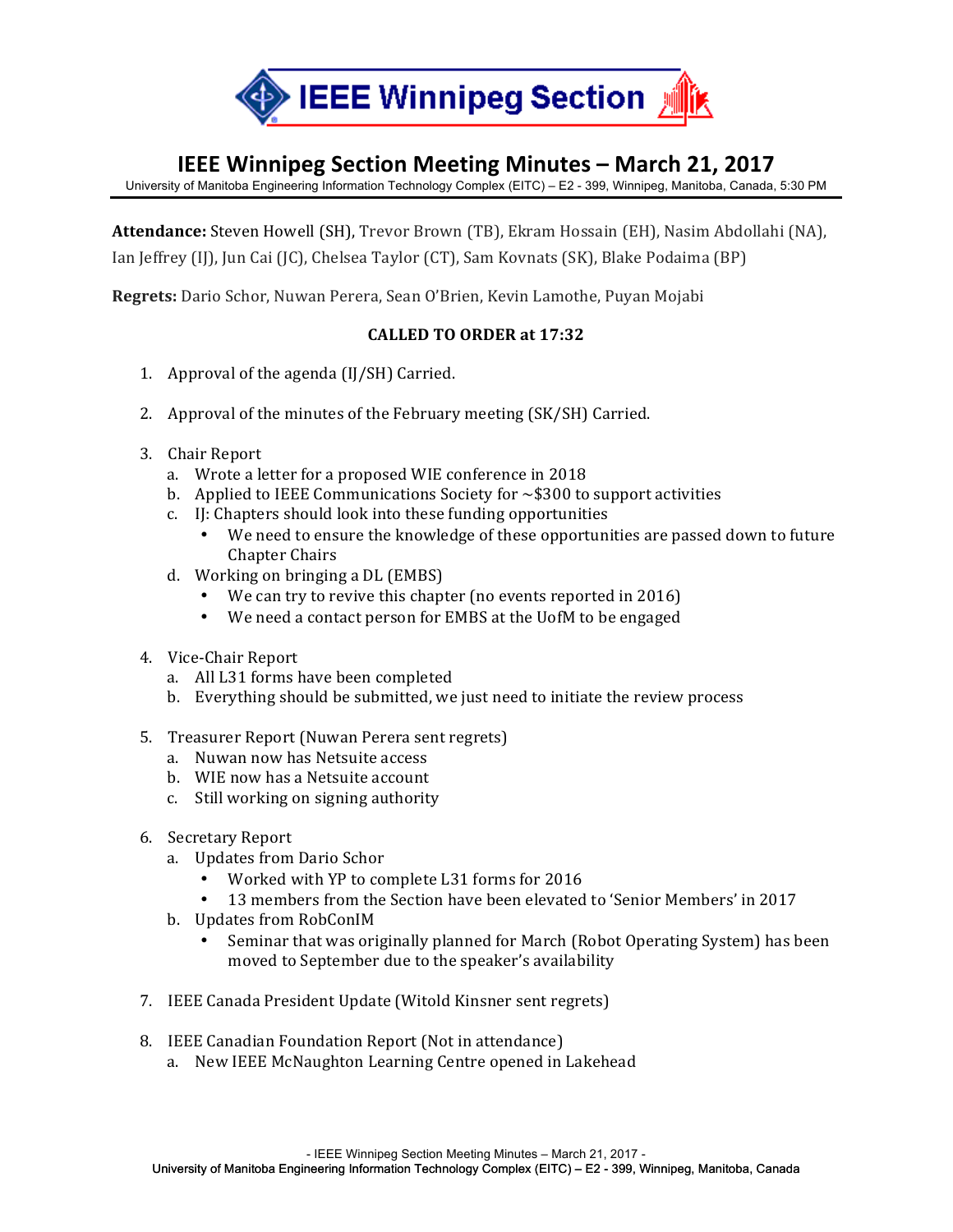IEEE Winnipeg Section

# IEEE Winnipeg Section Meeting Minutes – March 21, 2017

University of Manitoba Engineering Information Technology Complex (EITC) – E2 - 399, Winnipeg, Manitoba, Canada, 5:30 PM

**Attendance:** Steven Howell (SH), Trevor Brown (TB), Ekram Hossain (EH), Nasim Abdollahi (NA), Ian Jeffrey (IJ), Jun Cai (JC), Chelsea Taylor (CT), Sam Kovnats (SK), Blake Podaima (BP)

**Regrets:** Dario Schor, Nuwan Perera, Sean O'Brien, Kevin Lamothe, Puyan Mojabi

**CALLED TO ORDER at 17:32**

1. Approval of the agenda (IJ/SH) Carried.
2. Approval of the minutes of the February meeting (SK/SH) Carried.
3. Chair Report
   a. Wrote a letter for a proposed WIE conference in 2018
   b. Applied to IEEE Communications Society for ~$300 to support activities
   c. IJ: Chapters should look into these funding opportunities
      - We need to ensure the knowledge of these opportunities are passed down to future Chapter Chairs
   d. Working on bringing a DL (EMBS)
      - We can try to revive this chapter (no events reported in 2016)
      - We need a contact person for EMBS at the UofM to be engaged
4. Vice-Chair Report
   a. All L31 forms have been completed
   b. Everything should be submitted, we just need to initiate the review process
5. Treasurer Report (Nuwan Perera sent regrets)
   a. Nuwan now has Netsuite access
   b. WIE now has a Netsuite account
   c. Still working on signing authority
6. Secretary Report
   a. Updates from Dario Schor
      - Worked with YP to complete L31 forms for 2016
      - 13 members from the Section have been elevated to 'Senior Members' in 2017
   b. Updates from RobConIM
      - Seminar that was originally planned for March (Robot Operating System) has been moved to September due to the speaker's availability
7. IEEE Canada President Update (Witold Kinsner sent regrets)
8. IEEE Canadian Foundation Report (Not in attendance)
   a. New IEEE McNaughton Learning Centre opened in Lakehead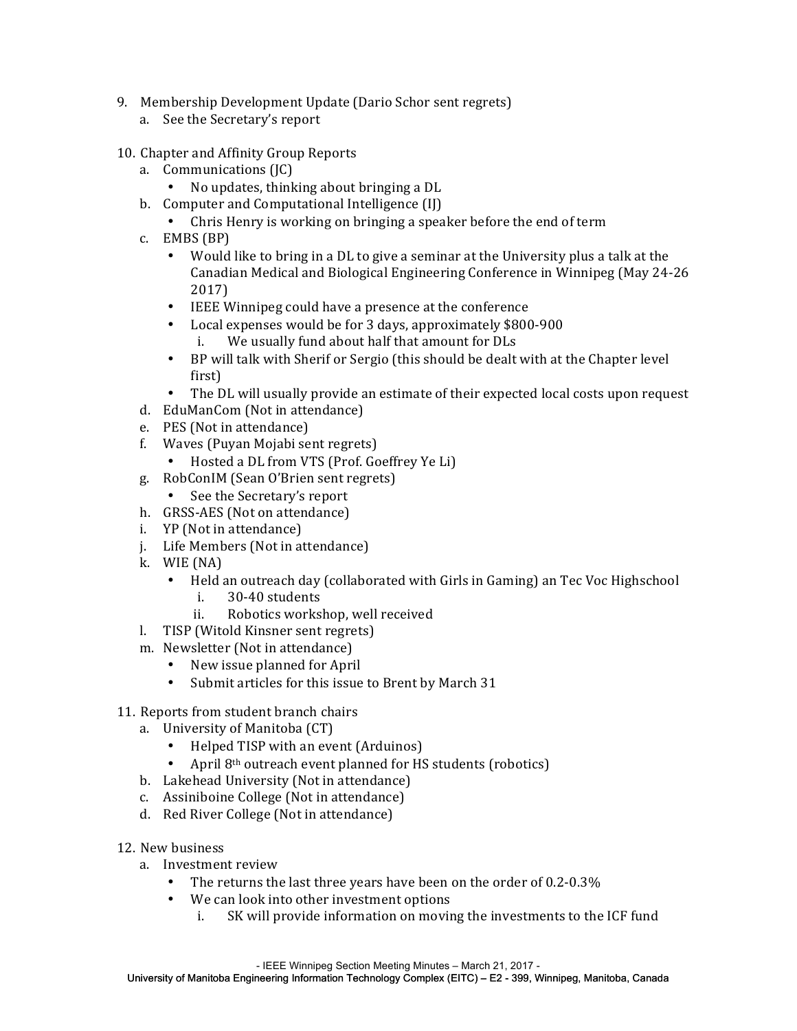9. Membership Development Update (Dario Schor sent regrets)
   a. See the Secretary's report

10. Chapter and Affinity Group Reports
    a. Communications (JC)
       - No updates, thinking about bringing a DL
    b. Computer and Computational Intelligence (IJ)
       - Chris Henry is working on bringing a speaker before the end of term
    c. EMBS (BP)
       - Would like to bring in a DL to give a seminar at the University plus a talk at the Canadian Medical and Biological Engineering Conference in Winnipeg (May 24-26 2017)
       - IEEE Winnipeg could have a presence at the conference
       - Local expenses would be for 3 days, approximately $800-900
         i. We usually fund about half that amount for DLs
       - BP will talk with Sherif or Sergio (this should be dealt with at the Chapter level first)
       - The DL will usually provide an estimate of their expected local costs upon request
    d. EduManCom (Not in attendance)
    e. PES (Not in attendance)
    f. Waves (Puyan Mojabi sent regrets)
       - Hosted a DL from VTS (Prof. Goeffrey Ye Li)
    g. RobConIM (Sean O'Brien sent regrets)
       - See the Secretary's report
    h. GRSS-AES (Not on attendance)
    i. YP (Not in attendance)
    j. Life Members (Not in attendance)
    k. WIE (NA)
       - Held an outreach day (collaborated with Girls in Gaming) an Tec Voc Highschool
         i. 30-40 students
         ii. Robotics workshop, well received
    l. TISP (Witold Kinsner sent regrets)
    m. Newsletter (Not in attendance)
       - New issue planned for April
       - Submit articles for this issue to Brent by March 31

11. Reports from student branch chairs
    a. University of Manitoba (CT)
       - Helped TISP with an event (Arduinos)
       - April 8th outreach event planned for HS students (robotics)
    b. Lakehead University (Not in attendance)
    c. Assiniboine College (Not in attendance)
    d. Red River College (Not in attendance)

12. New business
    a. Investment review
       - The returns the last three years have been on the order of 0.2-0.3%
       - We can look into other investment options
         i. SK will provide information on moving the investments to the ICF fund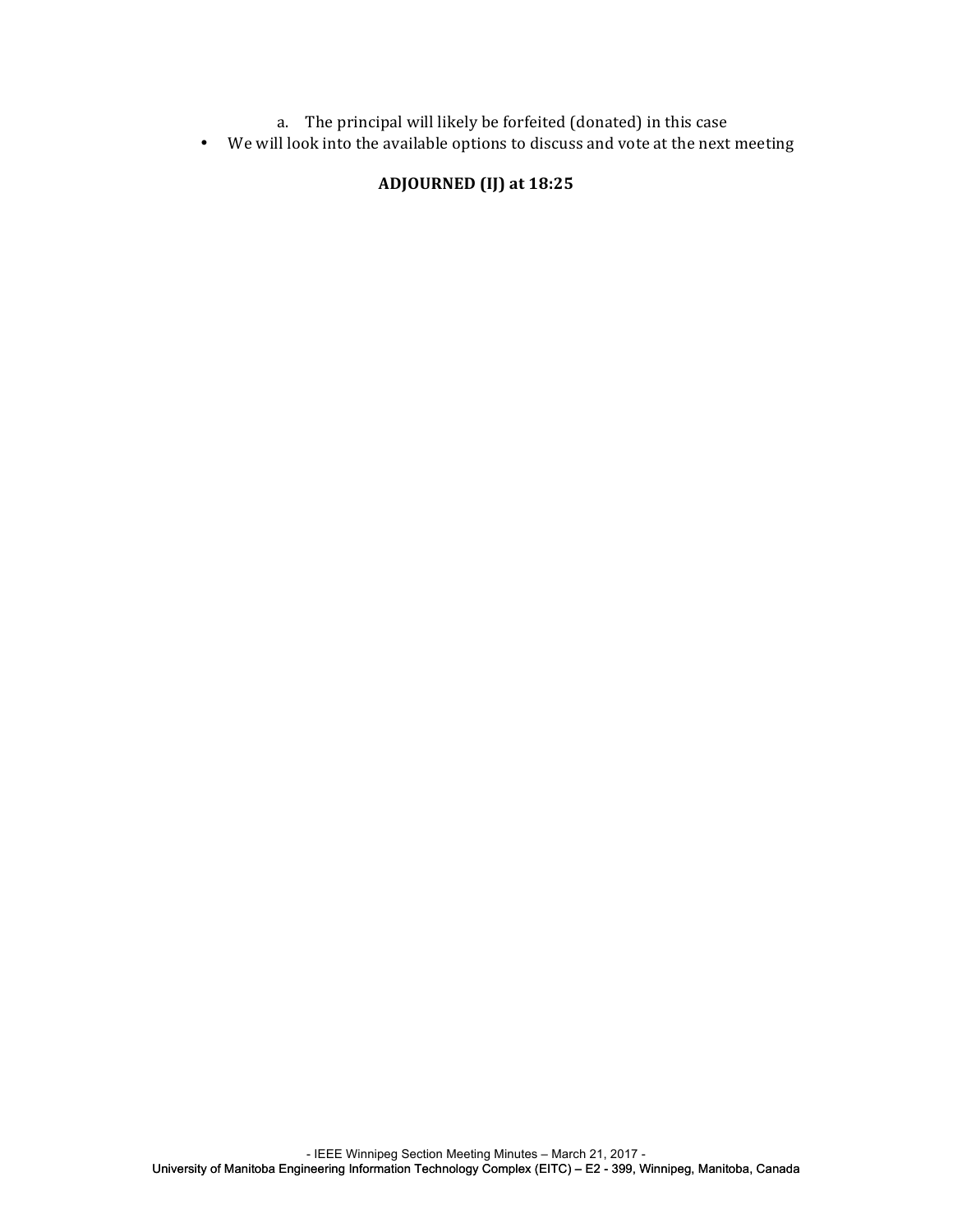a. The principal will likely be forfeited (donated) in this case

- We will look into the available options to discuss and vote at the next meeting

**ADJOURNED (IJ) at 18:25**